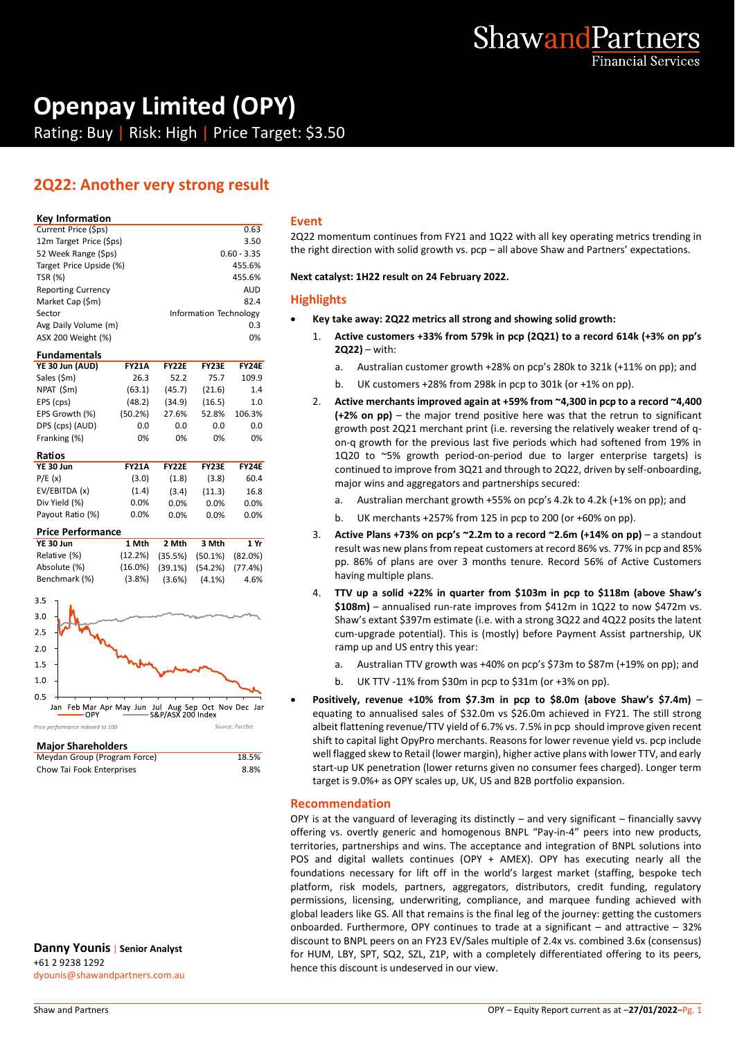# Openpay Limited (OPY)

Rating: Buy | Risk: High | Price Target: $3.50

## 2Q22: Another very strong result

### Key Information

| | |
|---|---|
| Current Price ($ps) | 0.63 |
| 12m Target Price ($ps) | 3.50 |
| 52 Week Range ($ps) | 0.60 - 3.35 |
| Target Price Upside (%) | 455.6% |
| TSR (%) | 455.6% |
| Reporting Currency | AUD |
| Market Cap ($m) | 82.4 |
| Sector | Information Technology |
| Avg Daily Volume (m) | 0.3 |
| ASX 200 Weight (%) | 0% |

### Fundamentals

| YE 30 Jun (AUD) | FY21A | FY22E | FY23E | FY24E |
|---|---|---|---|---|
| Sales ($m) | 26.3 | 52.2 | 75.7 | 109.9 |
| NPAT ($m) | (63.1) | (45.7) | (21.6) | 1.4 |
| EPS (cps) | (48.2) | (34.9) | (16.5) | 1.0 |
| EPS Growth (%) | (50.2%) | 27.6% | 52.8% | 106.3% |
| DPS (cps) (AUD) | 0.0 | 0.0 | 0.0 | 0.0 |
| Franking (%) | 0% | 0% | 0% | 0% |

### Ratios

| YE 30 Jun | FY21A | FY22E | FY23E | FY24E |
|---|---|---|---|---|
| P/E (x) | (3.0) | (1.8) | (3.8) | 60.4 |
| EV/EBITDA (x) | (1.4) | (3.4) | (11.3) | 16.8 |
| Div Yield (%) | 0.0% | 0.0% | 0.0% | 0.0% |
| Payout Ratio (%) | 0.0% | 0.0% | 0.0% | 0.0% |

### Price Performance

| YE 30 Jun | 1 Mth | 2 Mth | 3 Mth | 1 Yr |
|---|---|---|---|---|
| Relative (%) | (12.2%) | (35.5%) | (50.1%) | (82.0%) |
| Absolute (%) | (16.0%) | (39.1%) | (54.2%) | (77.4%) |
| Benchmark (%) | (3.8%) | (3.6%) | (4.1%) | 4.6% |

*Price performance indexed to 100* — Source: FactSet

### Major Shareholders

| | |
|---|---|
| Meydan Group (Program Force) | 18.5% |
| Chow Tai Fook Enterprises | 8.8% |

**Danny Younis** | **Senior Analyst**
+61 2 9238 1292
dyounis@shawandpartners.com.au

### Event

2Q22 momentum continues from FY21 and 1Q22 with all key operating metrics trending in the right direction with solid growth vs. pcp – all above Shaw and Partners' expectations.

**Next catalyst: 1H22 result on 24 February 2022.**

### Highlights

- **Key take away: 2Q22 metrics all strong and showing solid growth:**
  1. **Active customers +33% from 579k in pcp (2Q21) to a record 614k (+3% on pp's 2Q22)** – with:
     a. Australian customer growth +28% on pcp's 280k to 321k (+11% on pp); and
     b. UK customers +28% from 298k in pcp to 301k (or +1% on pp).
  2. **Active merchants improved again at +59% from ~4,300 in pcp to a record ~4,400 (+2% on pp)** – the major trend positive here was that the retrun to significant growth post 2Q21 merchant print (i.e. reversing the relatively weaker trend of q-on-q growth for the previous last five periods which had softened from 19% in 1Q20 to ~5% growth period-on-period due to larger enterprise targets) is continued to improve from 3Q21 and through to 2Q22, driven by self-onboarding, major wins and aggregators and partnerships secured:
     a. Australian merchant growth +55% on pcp's 4.2k to 4.2k (+1% on pp); and
     b. UK merchants +257% from 125 in pcp to 200 (or +60% on pp).
  3. **Active Plans +73% on pcp's ~2.2m to a record ~2.6m (+14% on pp)** – a standout result was new plans from repeat customers at record 86% vs. 77% in pcp and 85% pp. 86% of plans are over 3 months tenure. Record 56% of Active Customers having multiple plans.
  4. **TTV up a solid +22% in quarter from $103m in pcp to $118m (above Shaw's $108m)** – annualised run-rate improves from $412m in 1Q22 to now $472m vs. Shaw's extant $397m estimate (i.e. with a strong 3Q22 and 4Q22 posits the latent cum-upgrade potential). This is (mostly) before Payment Assist partnership, UK ramp up and US entry this year:
     a. Australian TTV growth was +40% on pcp's $73m to $87m (+19% on pp); and
     b. UK TTV -11% from $30m in pcp to $31m (or +3% on pp).
- **Positively, revenue +10% from $7.3m in pcp to $8.0m (above Shaw's $7.4m)** – equating to annualised sales of $32.0m vs $26.0m achieved in FY21. The still strong albeit flattening revenue/TTV yield of 6.7% vs. 7.5% in pcp should improve given recent shift to capital light OpyPro merchants. Reasons for lower revenue yield vs. pcp include well flagged skew to Retail (lower margin), higher active plans with lower TTV, and early start-up UK penetration (lower returns given no consumer fees charged). Longer term target is 9.0%+ as OPY scales up, UK, US and B2B portfolio expansion.

### Recommendation

OPY is at the vanguard of leveraging its distinctly – and very significant – financially savvy offering vs. overtly generic and homogenous BNPL "Pay-in-4" peers into new products, territories, partnerships and wins. The acceptance and integration of BNPL solutions into POS and digital wallets continues (OPY + AMEX). OPY has executing nearly all the foundations necessary for lift off in the world's largest market (staffing, bespoke tech platform, risk models, partners, aggregators, distributors, credit funding, regulatory permissions, licensing, underwriting, compliance, and marquee funding achieved with global leaders like GS. All that remains is the final leg of the journey: getting the customers onboarded. Furthermore, OPY continues to trade at a significant – and attractive – 32% discount to BNPL peers on an FY23 EV/Sales multiple of 2.4x vs. combined 3.6x (consensus) for HUM, LBY, SPT, SQ2, SZL, Z1P, with a completely differentiated offering to its peers, hence this discount is undeserved in our view.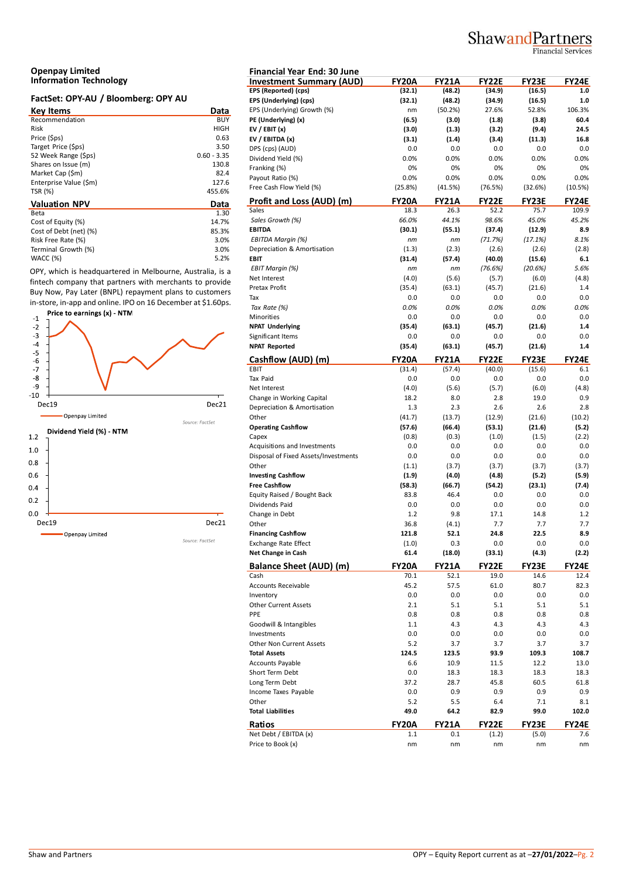## Openpay Limited
### Information Technology

### FactSet: OPY-AU / Bloomberg: OPY AU

| Key Items | Data |
|---|---|
| Recommendation | BUY |
| Risk | HIGH |
| Price ($ps) | 0.63 |
| Target Price ($ps) | 3.50 |
| 52 Week Range ($ps) | 0.60 - 3.35 |
| Shares on Issue (m) | 130.8 |
| Market Cap ($m) | 82.4 |
| Enterprise Value ($m) | 127.6 |
| TSR (%) | 455.6% |

| Valuation NPV | Data |
|---|---|
| Beta | 1.30 |
| Cost of Equity (%) | 14.7% |
| Cost of Debt (net) (%) | 85.3% |
| Risk Free Rate (%) | 3.0% |
| Terminal Growth (%) | 3.0% |
| WACC (%) | 5.2% |

OPY, which is headquartered in Melbourne, Australia, is a fintech company that partners with merchants to provide Buy Now, Pay Later (BNPL) repayment plans to customers in-store, in-app and online. IPO on 16 December at $1.60ps.

**Price to earnings (x) - NTM**

Openpay Limited

Source: FactSet

**Dividend Yield (%) - NTM**

Openpay Limited

Source: FactSet

**Financial Year End: 30 June**

| Investment Summary (AUD) | FY20A | FY21A | FY22E | FY23E | FY24E |
|---|---|---|---|---|---|
| **EPS (Reported) (cps)** | **(32.1)** | **(48.2)** | **(34.9)** | **(16.5)** | **1.0** |
| **EPS (Underlying) (cps)** | **(32.1)** | **(48.2)** | **(34.9)** | **(16.5)** | **1.0** |
| EPS (Underlying) Growth (%) | nm | (50.2%) | 27.6% | 52.8% | 106.3% |
| **PE (Underlying) (x)** | **(6.5)** | **(3.0)** | **(1.8)** | **(3.8)** | **60.4** |
| **EV / EBIT (x)** | **(3.0)** | **(1.3)** | **(3.2)** | **(9.4)** | **24.5** |
| **EV / EBITDA (x)** | **(3.1)** | **(1.4)** | **(3.4)** | **(11.3)** | **16.8** |
| DPS (cps) (AUD) | 0.0 | 0.0 | 0.0 | 0.0 | 0.0 |
| Dividend Yield (%) | 0.0% | 0.0% | 0.0% | 0.0% | 0.0% |
| Franking (%) | 0% | 0% | 0% | 0% | 0% |
| Payout Ratio (%) | 0.0% | 0.0% | 0.0% | 0.0% | 0.0% |
| Free Cash Flow Yield (%) | (25.8%) | (41.5%) | (76.5%) | (32.6%) | (10.5%) |

| Profit and Loss (AUD) (m) | FY20A | FY21A | FY22E | FY23E | FY24E |
|---|---|---|---|---|---|
| Sales | 18.3 | 26.3 | 52.2 | 75.7 | 109.9 |
| *Sales Growth (%)* | *66.0%* | *44.1%* | *98.6%* | *45.0%* | *45.2%* |
| **EBITDA** | **(30.1)** | **(55.1)** | **(37.4)** | **(12.9)** | **8.9** |
| *EBITDA Margin (%)* | *nm* | *nm* | *(71.7%)* | *(17.1%)* | *8.1%* |
| Depreciation & Amortisation | (1.3) | (2.3) | (2.6) | (2.6) | (2.8) |
| **EBIT** | **(31.4)** | **(57.4)** | **(40.0)** | **(15.6)** | **6.1** |
| *EBIT Margin (%)* | *nm* | *nm* | *(76.6%)* | *(20.6%)* | *5.6%* |
| Net Interest | (4.0) | (5.6) | (5.7) | (6.0) | (4.8) |
| Pretax Profit | (35.4) | (63.1) | (45.7) | (21.6) | 1.4 |
| Tax | 0.0 | 0.0 | 0.0 | 0.0 | 0.0 |
| *Tax Rate (%)* | *0.0%* | *0.0%* | *0.0%* | *0.0%* | *0.0%* |
| Minorities | 0.0 | 0.0 | 0.0 | 0.0 | 0.0 |
| **NPAT Underlying** | **(35.4)** | **(63.1)** | **(45.7)** | **(21.6)** | **1.4** |
| Significant Items | 0.0 | 0.0 | 0.0 | 0.0 | 0.0 |
| **NPAT Reported** | **(35.4)** | **(63.1)** | **(45.7)** | **(21.6)** | **1.4** |

| Cashflow (AUD) (m) | FY20A | FY21A | FY22E | FY23E | FY24E |
|---|---|---|---|---|---|
| EBIT | (31.4) | (57.4) | (40.0) | (15.6) | 6.1 |
| Tax Paid | 0.0 | 0.0 | 0.0 | 0.0 | 0.0 |
| Net Interest | (4.0) | (5.6) | (5.7) | (6.0) | (4.8) |
| Change in Working Capital | 18.2 | 8.0 | 2.8 | 19.0 | 0.9 |
| Depreciation & Amortisation | 1.3 | 2.3 | 2.6 | 2.6 | 2.8 |
| Other | (41.7) | (13.7) | (12.9) | (21.6) | (10.2) |
| **Operating Cashflow** | **(57.6)** | **(66.4)** | **(53.1)** | **(21.6)** | **(5.2)** |
| Capex | (0.8) | (0.3) | (1.0) | (1.5) | (2.2) |
| Acquisitions and Investments | 0.0 | 0.0 | 0.0 | 0.0 | 0.0 |
| Disposal of Fixed Assets/Investments | 0.0 | 0.0 | 0.0 | 0.0 | 0.0 |
| Other | (1.1) | (3.7) | (3.7) | (3.7) | (3.7) |
| **Investing Cashflow** | **(1.9)** | **(4.0)** | **(4.8)** | **(5.2)** | **(5.9)** |
| **Free Cashflow** | **(58.3)** | **(66.7)** | **(54.2)** | **(23.1)** | **(7.4)** |
| Equity Raised / Bought Back | 83.8 | 46.4 | 0.0 | 0.0 | 0.0 |
| Dividends Paid | 0.0 | 0.0 | 0.0 | 0.0 | 0.0 |
| Change in Debt | 1.2 | 9.8 | 17.1 | 14.8 | 1.2 |
| Other | 36.8 | (4.1) | 7.7 | 7.7 | 7.7 |
| **Financing Cashflow** | **121.8** | **52.1** | **24.8** | **22.5** | **8.9** |
| Exchange Rate Effect | (1.0) | 0.3 | 0.0 | 0.0 | 0.0 |
| **Net Change in Cash** | **61.4** | **(18.0)** | **(33.1)** | **(4.3)** | **(2.2)** |

| Balance Sheet (AUD) (m) | FY20A | FY21A | FY22E | FY23E | FY24E |
|---|---|---|---|---|---|
| Cash | 70.1 | 52.1 | 19.0 | 14.6 | 12.4 |
| Accounts Receivable | 45.2 | 57.5 | 61.0 | 80.7 | 82.3 |
| Inventory | 0.0 | 0.0 | 0.0 | 0.0 | 0.0 |
| Other Current Assets | 2.1 | 5.1 | 5.1 | 5.1 | 5.1 |
| PPE | 0.8 | 0.8 | 0.8 | 0.8 | 0.8 |
| Goodwill & Intangibles | 1.1 | 4.3 | 4.3 | 4.3 | 4.3 |
| Investments | 0.0 | 0.0 | 0.0 | 0.0 | 0.0 |
| Other Non Current Assets | 5.2 | 3.7 | 3.7 | 3.7 | 3.7 |
| **Total Assets** | **124.5** | **123.5** | **93.9** | **109.3** | **108.7** |
| Accounts Payable | 6.6 | 10.9 | 11.5 | 12.2 | 13.0 |
| Short Term Debt | 0.0 | 18.3 | 18.3 | 18.3 | 18.3 |
| Long Term Debt | 37.2 | 28.7 | 45.8 | 60.5 | 61.8 |
| Income Taxes Payable | 0.0 | 0.9 | 0.9 | 0.9 | 0.9 |
| Other | 5.2 | 5.5 | 6.4 | 7.1 | 8.1 |
| **Total Liabilities** | **49.0** | **64.2** | **82.9** | **99.0** | **102.0** |

| Ratios | FY20A | FY21A | FY22E | FY23E | FY24E |
|---|---|---|---|---|---|
| Net Debt / EBITDA (x) | 1.1 | 0.1 | (1.2) | (5.0) | 7.6 |
| Price to Book (x) | nm | nm | nm | nm | nm |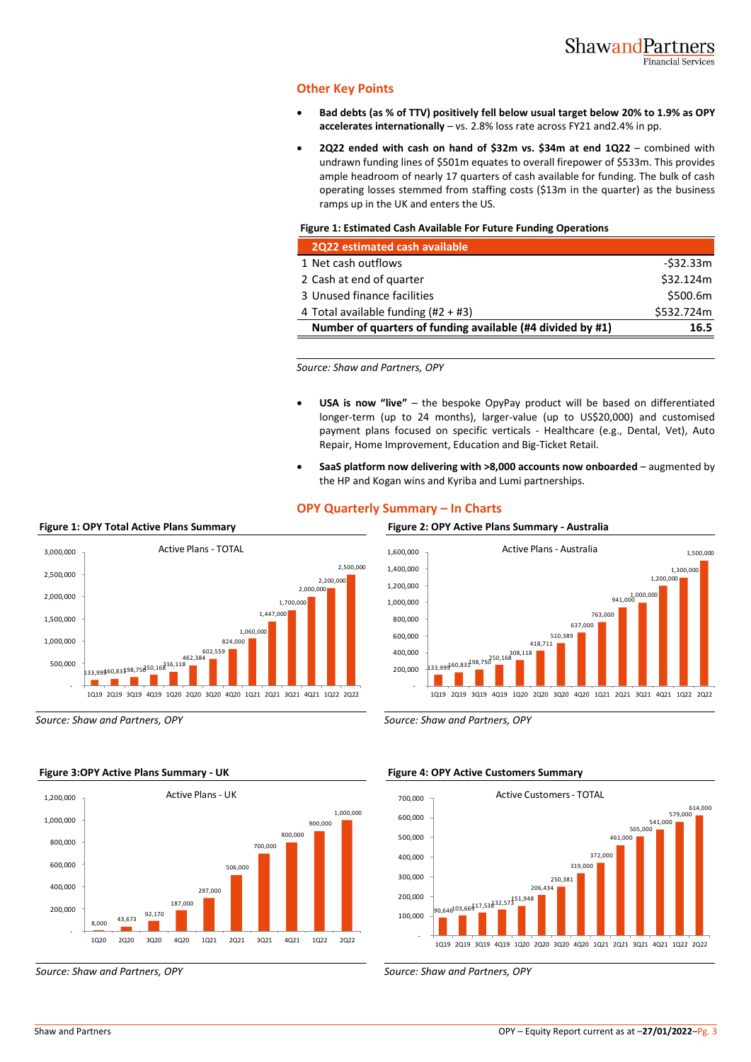## Other Key Points

- **Bad debts (as % of TTV) positively fell below usual target below 20% to 1.9% as OPY accelerates internationally** – vs. 2.8% loss rate across FY21 and2.4% in pp.
- **2Q22 ended with cash on hand of $32m vs. $34m at end 1Q22** – combined with undrawn funding lines of $501m equates to overall firepower of $533m. This provides ample headroom of nearly 17 quarters of cash available for funding. The bulk of cash operating losses stemmed from staffing costs ($13m in the quarter) as the business ramps up in the UK and enters the US.

**Figure 1: Estimated Cash Available For Future Funding Operations**

| 2Q22 estimated cash available | |
|---|---|
| 1 Net cash outflows | -$32.33m |
| 2 Cash at end of quarter | $32.124m |
| 3 Unused finance facilities | $500.6m |
| 4 Total available funding (#2 + #3) | $532.724m |
| **Number of quarters of funding available (#4 divided by #1)** | **16.5** |

*Source: Shaw and Partners, OPY*

- **USA is now "live"** – the bespoke OpyPay product will be based on differentiated longer-term (up to 24 months), larger-value (up to US$20,000) and customised payment plans focused on specific verticals - Healthcare (e.g., Dental, Vet), Auto Repair, Home Improvement, Education and Big-Ticket Retail.
- **SaaS platform now delivering with >8,000 accounts now onboarded** – augmented by the HP and Kogan wins and Kyriba and Lumi partnerships.

## OPY Quarterly Summary – In Charts

**Figure 1: OPY Total Active Plans Summary**

Active Plans - TOTAL

| 1Q19 | 2Q19 | 3Q19 | 4Q19 | 1Q20 | 2Q20 | 3Q20 | 4Q20 | 1Q21 | 2Q21 | 3Q21 | 4Q21 | 1Q22 | 2Q22 |
|---|---|---|---|---|---|---|---|---|---|---|---|---|---|
| 133,999 | 160,831 | 198,750 | 250,168 | 316,118 | 462,384 | 602,559 | 824,000 | 1,060,000 | 1,447,000 | 1,700,000 | 2,000,000 | 2,200,000 | 2,500,000 |

*Source: Shaw and Partners, OPY*

**Figure 2: OPY Active Plans Summary - Australia**

Active Plans - Australia

| 1Q19 | 2Q19 | 3Q19 | 4Q19 | 1Q20 | 2Q20 | 3Q20 | 4Q20 | 1Q21 | 2Q21 | 3Q21 | 4Q21 | 1Q22 | 2Q22 |
|---|---|---|---|---|---|---|---|---|---|---|---|---|---|
| 133,999 | 160,831 | 198,750 | 250,168 | 308,118 | 418,711 | 510,389 | 637,000 | 763,000 | 941,000 | 1,000,000 | 1,200,000 | 1,300,000 | 1,500,000 |

*Source: Shaw and Partners, OPY*

**Figure 3:OPY Active Plans Summary - UK**

Active Plans - UK

| 1Q20 | 2Q20 | 3Q20 | 4Q20 | 1Q21 | 2Q21 | 3Q21 | 4Q21 | 1Q22 | 2Q22 |
|---|---|---|---|---|---|---|---|---|---|
| 8,000 | 43,673 | 92,170 | 187,000 | 297,000 | 506,000 | 700,000 | 800,000 | 900,000 | 1,000,000 |

*Source: Shaw and Partners, OPY*

**Figure 4: OPY Active Customers Summary**

Active Customers - TOTAL

| 1Q19 | 2Q19 | 3Q19 | 4Q19 | 1Q20 | 2Q20 | 3Q20 | 4Q20 | 1Q21 | 2Q21 | 3Q21 | 4Q21 | 1Q22 | 2Q22 |
|---|---|---|---|---|---|---|---|---|---|---|---|---|---|
| 90,646 | 103,669 | 117,536 | 132,573 | 151,948 | 206,434 | 250,381 | 319,000 | 372,000 | 461,000 | 505,000 | 541,000 | 579,000 | 614,000 |

*Source: Shaw and Partners, OPY*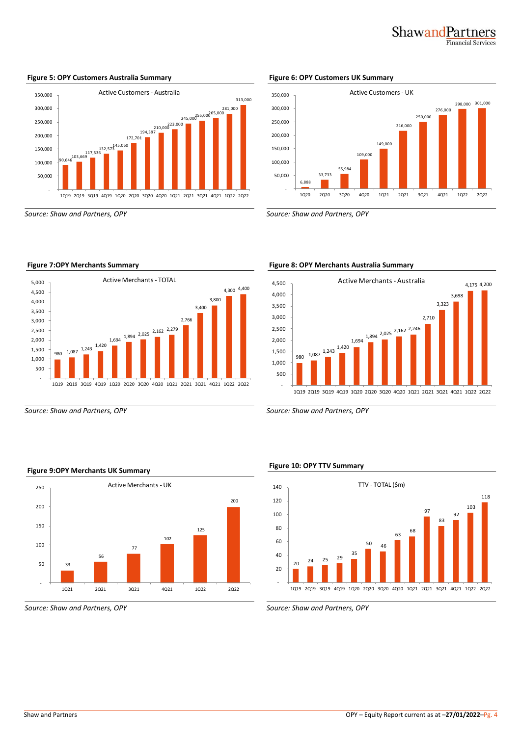**Figure 5: OPY Customers Australia Summary**

| Active Customers - Australia | |
|---|---|
| 1Q19 | 90,646 |
| 2Q19 | 103,669 |
| 3Q19 | 117,536 |
| 4Q19 | 132,573 |
| 1Q20 | 145,060 |
| 2Q20 | 172,701 |
| 3Q20 | 194,397 |
| 4Q20 | 210,000 |
| 1Q21 | 223,000 |
| 2Q21 | 245,000 |
| 3Q21 | 255,000 |
| 4Q21 | 265,000 |
| 1Q22 | 281,000 |
| 2Q22 | 313,000 |

*Source: Shaw and Partners, OPY*

**Figure 6: OPY Customers UK Summary**

| Active Customers - UK | |
|---|---|
| 1Q20 | 6,888 |
| 2Q20 | 33,733 |
| 3Q20 | 55,984 |
| 4Q20 | 109,000 |
| 1Q21 | 149,000 |
| 2Q21 | 216,000 |
| 3Q21 | 250,000 |
| 4Q21 | 276,000 |
| 1Q22 | 298,000 |
| 2Q22 | 301,000 |

*Source: Shaw and Partners, OPY*

**Figure 7:OPY Merchants Summary**

| Active Merchants - TOTAL | |
|---|---|
| 1Q19 | 980 |
| 2Q19 | 1,087 |
| 3Q19 | 1,243 |
| 4Q19 | 1,420 |
| 1Q20 | 1,694 |
| 2Q20 | 1,894 |
| 3Q20 | 2,025 |
| 4Q20 | 2,162 |
| 1Q21 | 2,279 |
| 2Q21 | 2,766 |
| 3Q21 | 3,400 |
| 4Q21 | 3,800 |
| 1Q22 | 4,300 |
| 2Q22 | 4,400 |

*Source: Shaw and Partners, OPY*

**Figure 8: OPY Merchants Australia Summary**

| Active Merchants - Australia | |
|---|---|
| 1Q19 | 980 |
| 2Q19 | 1,087 |
| 3Q19 | 1,243 |
| 4Q19 | 1,420 |
| 1Q20 | 1,694 |
| 2Q20 | 1,894 |
| 3Q20 | 2,025 |
| 4Q20 | 2,162 |
| 1Q21 | 2,246 |
| 2Q21 | 2,710 |
| 3Q21 | 3,323 |
| 4Q21 | 3,698 |
| 1Q22 | 4,175 |
| 2Q22 | 4,200 |

*Source: Shaw and Partners, OPY*

**Figure 9:OPY Merchants UK Summary**

| Active Merchants - UK | |
|---|---|
| 1Q21 | 33 |
| 2Q21 | 56 |
| 3Q21 | 77 |
| 4Q21 | 102 |
| 1Q22 | 125 |
| 2Q22 | 200 |

*Source: Shaw and Partners, OPY*

**Figure 10: OPY TTV Summary**

| TTV - TOTAL ($m) | |
|---|---|
| 1Q19 | 20 |
| 2Q19 | 24 |
| 3Q19 | 25 |
| 4Q19 | 29 |
| 1Q20 | 35 |
| 2Q20 | 50 |
| 3Q20 | 46 |
| 4Q20 | 63 |
| 1Q21 | 68 |
| 2Q21 | 97 |
| 3Q21 | 83 |
| 4Q21 | 92 |
| 1Q22 | 103 |
| 2Q22 | 118 |

*Source: Shaw and Partners, OPY*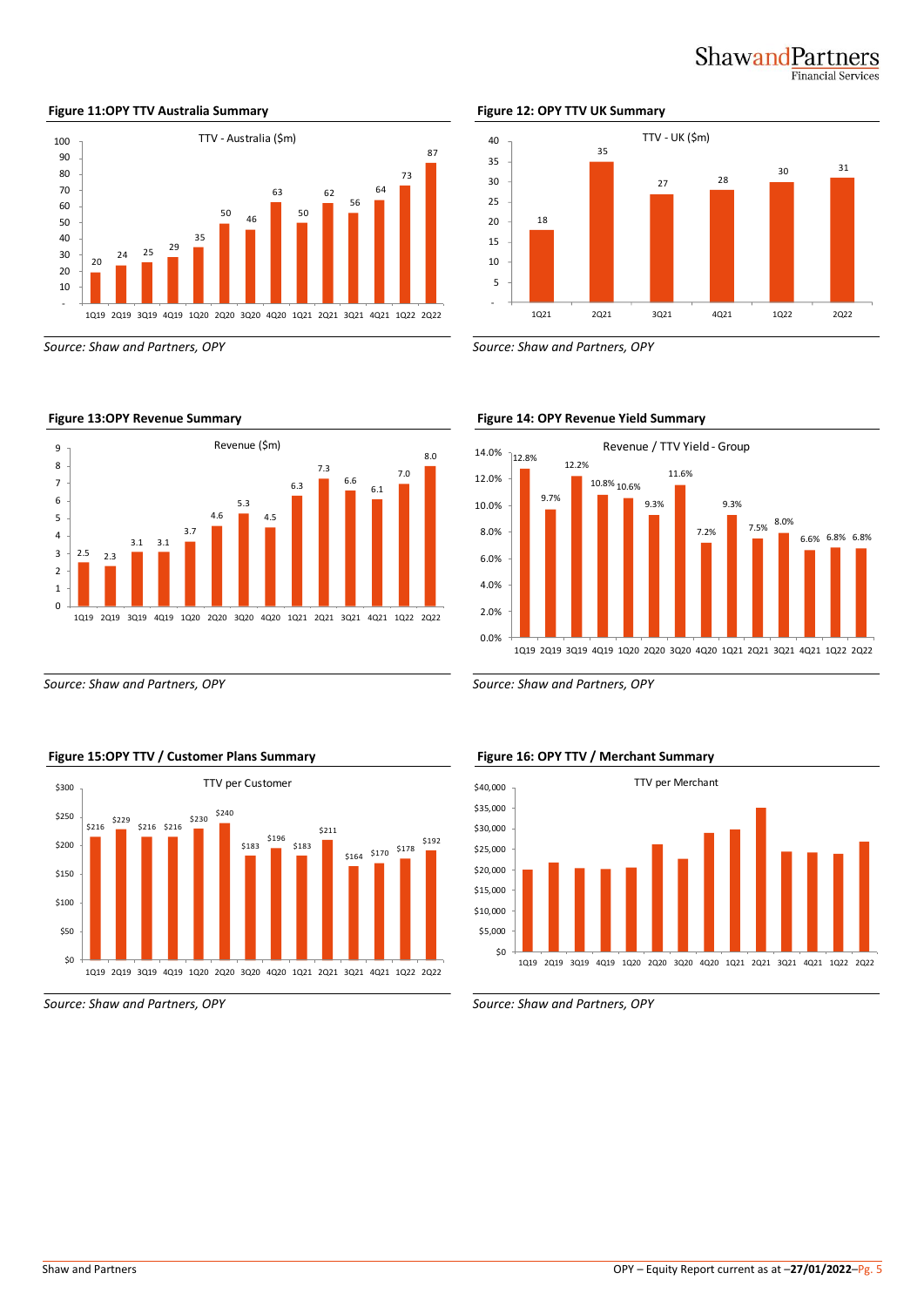**Figure 11:OPY TTV Australia Summary**

TTV - Australia ($m)

| Quarter | 1Q19 | 2Q19 | 3Q19 | 4Q19 | 1Q20 | 2Q20 | 3Q20 | 4Q20 | 1Q21 | 2Q21 | 3Q21 | 4Q21 | 1Q22 | 2Q22 |
|---|---|---|---|---|---|---|---|---|---|---|---|---|---|---|
| TTV - Australia ($m) | 20 | 24 | 25 | 29 | 35 | 50 | 46 | 63 | 50 | 62 | 56 | 64 | 73 | 87 |

*Source: Shaw and Partners, OPY*

**Figure 12: OPY TTV UK Summary**

TTV - UK ($m)

| Quarter | 1Q21 | 2Q21 | 3Q21 | 4Q21 | 1Q22 | 2Q22 |
|---|---|---|---|---|---|---|
| TTV - UK ($m) | 18 | 35 | 27 | 28 | 30 | 31 |

*Source: Shaw and Partners, OPY*

**Figure 13:OPY Revenue Summary**

Revenue ($m)

| Quarter | 1Q19 | 2Q19 | 3Q19 | 4Q19 | 1Q20 | 2Q20 | 3Q20 | 4Q20 | 1Q21 | 2Q21 | 3Q21 | 4Q21 | 1Q22 | 2Q22 |
|---|---|---|---|---|---|---|---|---|---|---|---|---|---|---|
| Revenue ($m) | 2.5 | 2.3 | 3.1 | 3.1 | 3.7 | 4.6 | 5.3 | 4.5 | 6.3 | 7.3 | 6.6 | 6.1 | 7.0 | 8.0 |

*Source: Shaw and Partners, OPY*

**Figure 14: OPY Revenue Yield Summary**

Revenue / TTV Yield - Group

| Quarter | 1Q19 | 2Q19 | 3Q19 | 4Q19 | 1Q20 | 2Q20 | 3Q20 | 4Q20 | 1Q21 | 2Q21 | 3Q21 | 4Q21 | 1Q22 | 2Q22 |
|---|---|---|---|---|---|---|---|---|---|---|---|---|---|---|
| Revenue / TTV Yield - Group | 12.8% | 9.7% | 12.2% | 10.8% | 10.6% | 9.3% | 11.6% | 7.2% | 9.3% | 7.5% | 8.0% | 6.6% | 6.8% | 6.8% |

*Source: Shaw and Partners, OPY*

**Figure 15:OPY TTV / Customer Plans Summary**

TTV per Customer

| Quarter | 1Q19 | 2Q19 | 3Q19 | 4Q19 | 1Q20 | 2Q20 | 3Q20 | 4Q20 | 1Q21 | 2Q21 | 3Q21 | 4Q21 | 1Q22 | 2Q22 |
|---|---|---|---|---|---|---|---|---|---|---|---|---|---|---|
| TTV per Customer | $216 | $229 | $216 | $216 | $230 | $240 | $183 | $196 | $183 | $211 | $164 | $170 | $178 | $192 |

*Source: Shaw and Partners, OPY*

**Figure 16: OPY TTV / Merchant Summary**

TTV per Merchant

*Source: Shaw and Partners, OPY*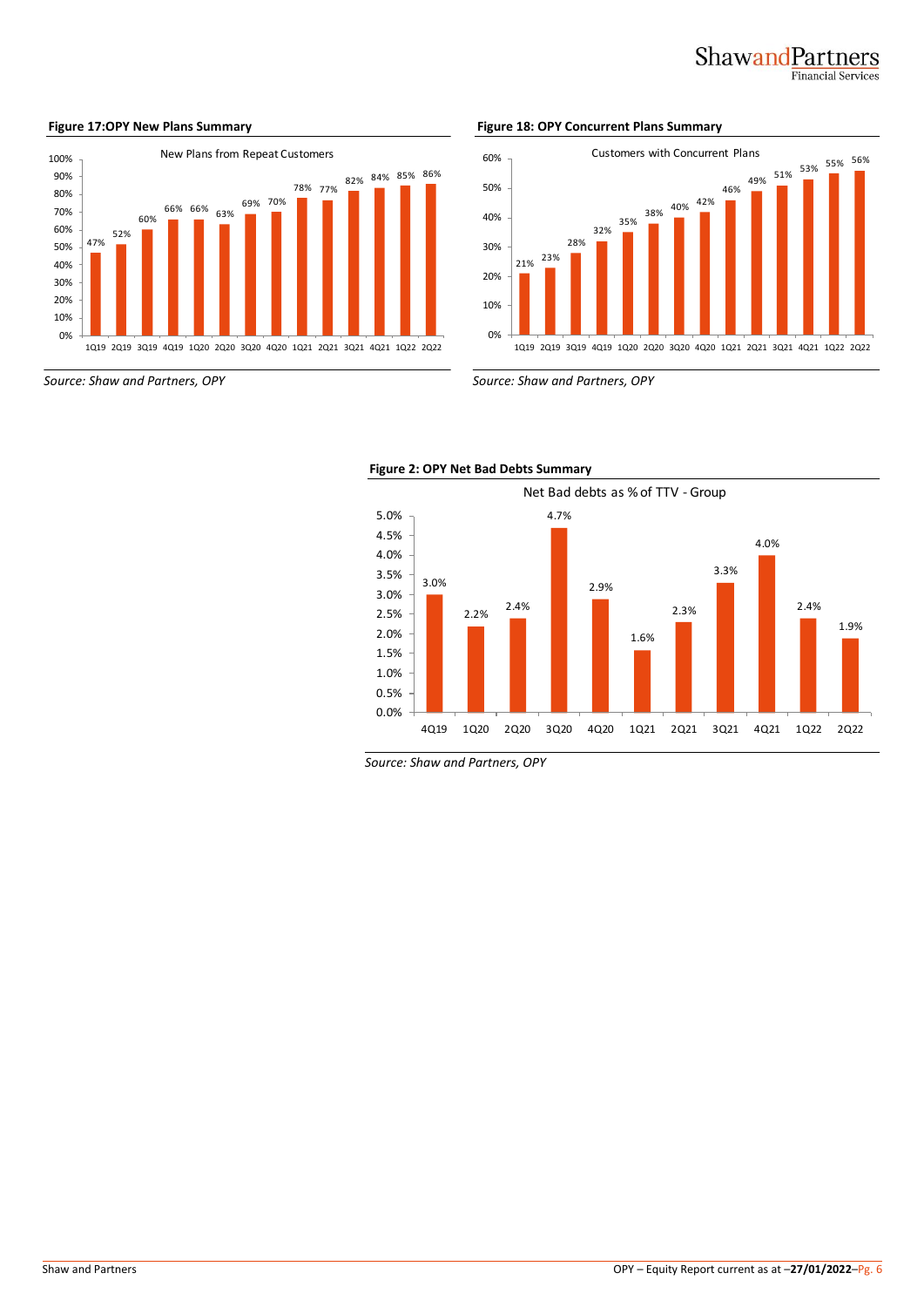**Figure 17:OPY New Plans Summary**

New Plans from Repeat Customers

| Quarter | New Plans from Repeat Customers |
|---|---|
| 1Q19 | 47% |
| 2Q19 | 52% |
| 3Q19 | 60% |
| 4Q19 | 66% |
| 1Q20 | 66% |
| 2Q20 | 63% |
| 3Q20 | 69% |
| 4Q20 | 70% |
| 1Q21 | 78% |
| 2Q21 | 77% |
| 3Q21 | 82% |
| 4Q21 | 84% |
| 1Q22 | 85% |
| 2Q22 | 86% |

*Source: Shaw and Partners, OPY*

**Figure 18: OPY Concurrent Plans Summary**

Customers with Concurrent Plans

| Quarter | Customers with Concurrent Plans |
|---|---|
| 1Q19 | 21% |
| 2Q19 | 23% |
| 3Q19 | 28% |
| 4Q19 | 32% |
| 1Q20 | 35% |
| 2Q20 | 38% |
| 3Q20 | 40% |
| 4Q20 | 42% |
| 1Q21 | 46% |
| 2Q21 | 49% |
| 3Q21 | 51% |
| 4Q21 | 53% |
| 1Q22 | 55% |
| 2Q22 | 56% |

*Source: Shaw and Partners, OPY*

**Figure 2: OPY Net Bad Debts Summary**

Net Bad debts as % of TTV - Group

| Quarter | Net Bad debts as % of TTV |
|---|---|
| 4Q19 | 3.0% |
| 1Q20 | 2.2% |
| 2Q20 | 2.4% |
| 3Q20 | 4.7% |
| 4Q20 | 2.9% |
| 1Q21 | 1.6% |
| 2Q21 | 2.3% |
| 3Q21 | 3.3% |
| 4Q21 | 4.0% |
| 1Q22 | 2.4% |
| 2Q22 | 1.9% |

*Source: Shaw and Partners, OPY*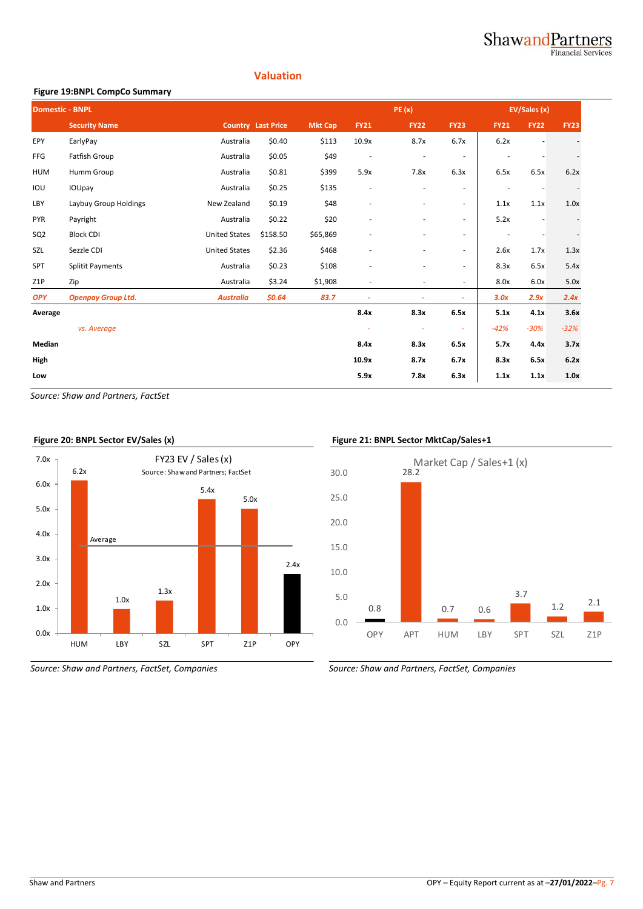## Valuation

**Figure 19:BNPL CompCo Summary**

| Domestic - BNPL | | | | | PE (x) | | | EV/Sales (x) | | |
|---|---|---|---|---|---|---|---|---|---|---|
| | Security Name | Country | Last Price | Mkt Cap | FY21 | FY22 | FY23 | FY21 | FY22 | FY23 |
| EPY | EarlyPay | Australia | $0.40 | $113 | 10.9x | 8.7x | 6.7x | 6.2x | - | - |
| FFG | Fatfish Group | Australia | $0.05 | $49 | - | - | - | - | - | - |
| HUM | Humm Group | Australia | $0.81 | $399 | 5.9x | 7.8x | 6.3x | 6.5x | 6.5x | 6.2x |
| IOU | IOUpay | Australia | $0.25 | $135 | - | - | - | - | - | - |
| LBY | Laybuy Group Holdings | New Zealand | $0.19 | $48 | - | - | - | 1.1x | 1.1x | 1.0x |
| PYR | Payright | Australia | $0.22 | $20 | - | - | - | 5.2x | - | - |
| SQ2 | Block CDI | United States | $158.50 | $65,869 | - | - | - | - | - | - |
| SZL | Sezzle CDI | United States | $2.36 | $468 | - | - | - | 2.6x | 1.7x | 1.3x |
| SPT | Splitit Payments | Australia | $0.23 | $108 | - | - | - | 8.3x | 6.5x | 5.4x |
| Z1P | Zip | Australia | $3.24 | $1,908 | - | - | - | 8.0x | 6.0x | 5.0x |
| *OPY* | *Openpay Group Ltd.* | *Australia* | *$0.64* | *83.7* | - | - | - | *3.0x* | *2.9x* | *2.4x* |
| **Average** | | | | | **8.4x** | **8.3x** | **6.5x** | **5.1x** | **4.1x** | **3.6x** |
| | *vs. Average* | | | | - | - | - | *-42%* | *-30%* | *-32%* |
| **Median** | | | | | **8.4x** | **8.3x** | **6.5x** | **5.7x** | **4.4x** | **3.7x** |
| **High** | | | | | **10.9x** | **8.7x** | **6.7x** | **8.3x** | **6.5x** | **6.2x** |
| **Low** | | | | | **5.9x** | **7.8x** | **6.3x** | **1.1x** | **1.1x** | **1.0x** |

*Source: Shaw and Partners, FactSet*

**Figure 20: BNPL Sector EV/Sales (x)**

FY23 EV / Sales (x)
Source: Shaw and Partners; FactSet

| | HUM | LBY | SZL | SPT | Z1P | OPY |
|---|---|---|---|---|---|---|
| FY23 EV / Sales (x) | 6.2x | 1.0x | 1.3x | 5.4x | 5.0x | 2.4x |

*Source: Shaw and Partners, FactSet, Companies*

**Figure 21: BNPL Sector MktCap/Sales+1**

Market Cap / Sales+1 (x)

| | OPY | APT | HUM | LBY | SPT | SZL | Z1P |
|---|---|---|---|---|---|---|---|
| Market Cap / Sales+1 (x) | 0.8 | 28.2 | 0.7 | 0.6 | 3.7 | 1.2 | 2.1 |

*Source: Shaw and Partners, FactSet, Companies*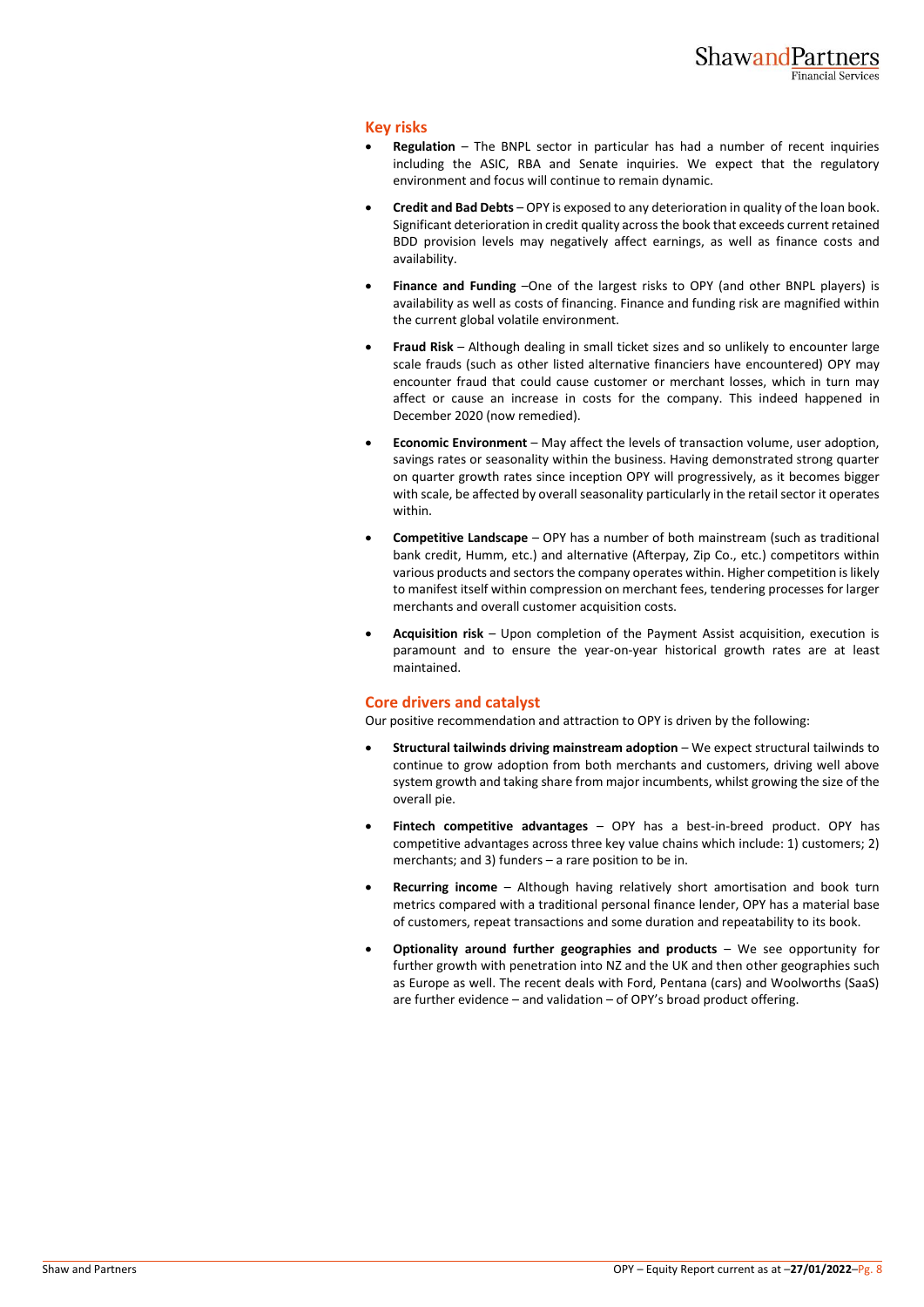## Key risks

- **Regulation** – The BNPL sector in particular has had a number of recent inquiries including the ASIC, RBA and Senate inquiries. We expect that the regulatory environment and focus will continue to remain dynamic.
- **Credit and Bad Debts** – OPY is exposed to any deterioration in quality of the loan book. Significant deterioration in credit quality across the book that exceeds current retained BDD provision levels may negatively affect earnings, as well as finance costs and availability.
- **Finance and Funding** –One of the largest risks to OPY (and other BNPL players) is availability as well as costs of financing. Finance and funding risk are magnified within the current global volatile environment.
- **Fraud Risk** – Although dealing in small ticket sizes and so unlikely to encounter large scale frauds (such as other listed alternative financiers have encountered) OPY may encounter fraud that could cause customer or merchant losses, which in turn may affect or cause an increase in costs for the company. This indeed happened in December 2020 (now remedied).
- **Economic Environment** – May affect the levels of transaction volume, user adoption, savings rates or seasonality within the business. Having demonstrated strong quarter on quarter growth rates since inception OPY will progressively, as it becomes bigger with scale, be affected by overall seasonality particularly in the retail sector it operates within.
- **Competitive Landscape** – OPY has a number of both mainstream (such as traditional bank credit, Humm, etc.) and alternative (Afterpay, Zip Co., etc.) competitors within various products and sectors the company operates within. Higher competition is likely to manifest itself within compression on merchant fees, tendering processes for larger merchants and overall customer acquisition costs.
- **Acquisition risk** – Upon completion of the Payment Assist acquisition, execution is paramount and to ensure the year-on-year historical growth rates are at least maintained.

## Core drivers and catalyst

Our positive recommendation and attraction to OPY is driven by the following:

- **Structural tailwinds driving mainstream adoption** – We expect structural tailwinds to continue to grow adoption from both merchants and customers, driving well above system growth and taking share from major incumbents, whilst growing the size of the overall pie.
- **Fintech competitive advantages** – OPY has a best-in-breed product. OPY has competitive advantages across three key value chains which include: 1) customers; 2) merchants; and 3) funders – a rare position to be in.
- **Recurring income** – Although having relatively short amortisation and book turn metrics compared with a traditional personal finance lender, OPY has a material base of customers, repeat transactions and some duration and repeatability to its book.
- **Optionality around further geographies and products** – We see opportunity for further growth with penetration into NZ and the UK and then other geographies such as Europe as well. The recent deals with Ford, Pentana (cars) and Woolworths (SaaS) are further evidence – and validation – of OPY's broad product offering.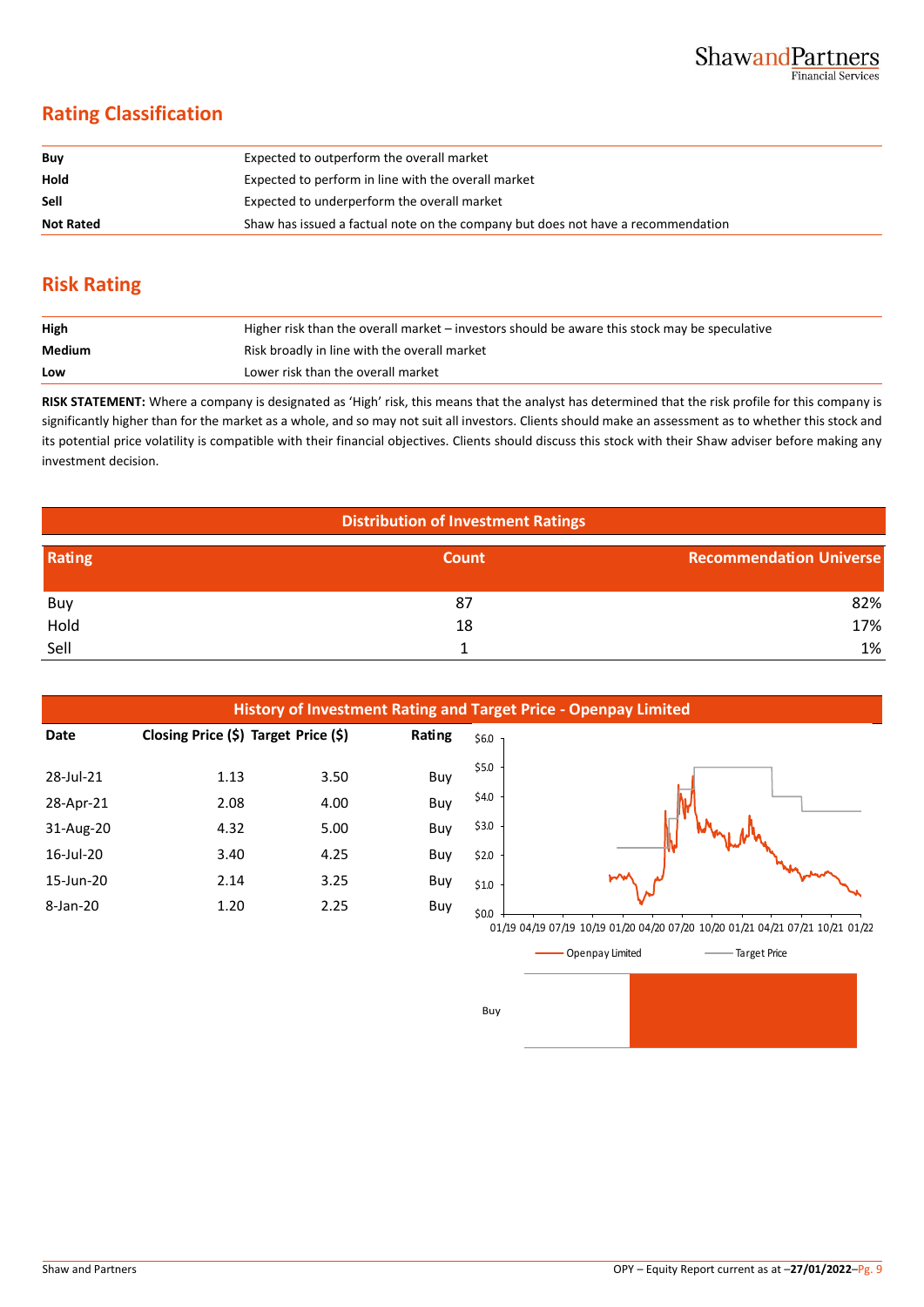## Rating Classification

| | |
|---|---|
| **Buy** | Expected to outperform the overall market |
| **Hold** | Expected to perform in line with the overall market |
| **Sell** | Expected to underperform the overall market |
| **Not Rated** | Shaw has issued a factual note on the company but does not have a recommendation |

## Risk Rating

| | |
|---|---|
| **High** | Higher risk than the overall market – investors should be aware this stock may be speculative |
| **Medium** | Risk broadly in line with the overall market |
| **Low** | Lower risk than the overall market |

**RISK STATEMENT:** Where a company is designated as 'High' risk, this means that the analyst has determined that the risk profile for this company is significantly higher than for the market as a whole, and so may not suit all investors. Clients should make an assessment as to whether this stock and its potential price volatility is compatible with their financial objectives. Clients should discuss this stock with their Shaw adviser before making any investment decision.

**Distribution of Investment Ratings**

| Rating | Count | Recommendation Universe |
|---|---|---|
| Buy | 87 | 82% |
| Hold | 18 | 17% |
| Sell | 1 | 1% |

**History of Investment Rating and Target Price - Openpay Limited**

| Date | Closing Price ($) | Target Price ($) | Rating |
|---|---|---|---|
| 28-Jul-21 | 1.13 | 3.50 | Buy |
| 28-Apr-21 | 2.08 | 4.00 | Buy |
| 31-Aug-20 | 4.32 | 5.00 | Buy |
| 16-Jul-20 | 3.40 | 4.25 | Buy |
| 15-Jun-20 | 2.14 | 3.25 | Buy |
| 8-Jan-20 | 1.20 | 2.25 | Buy |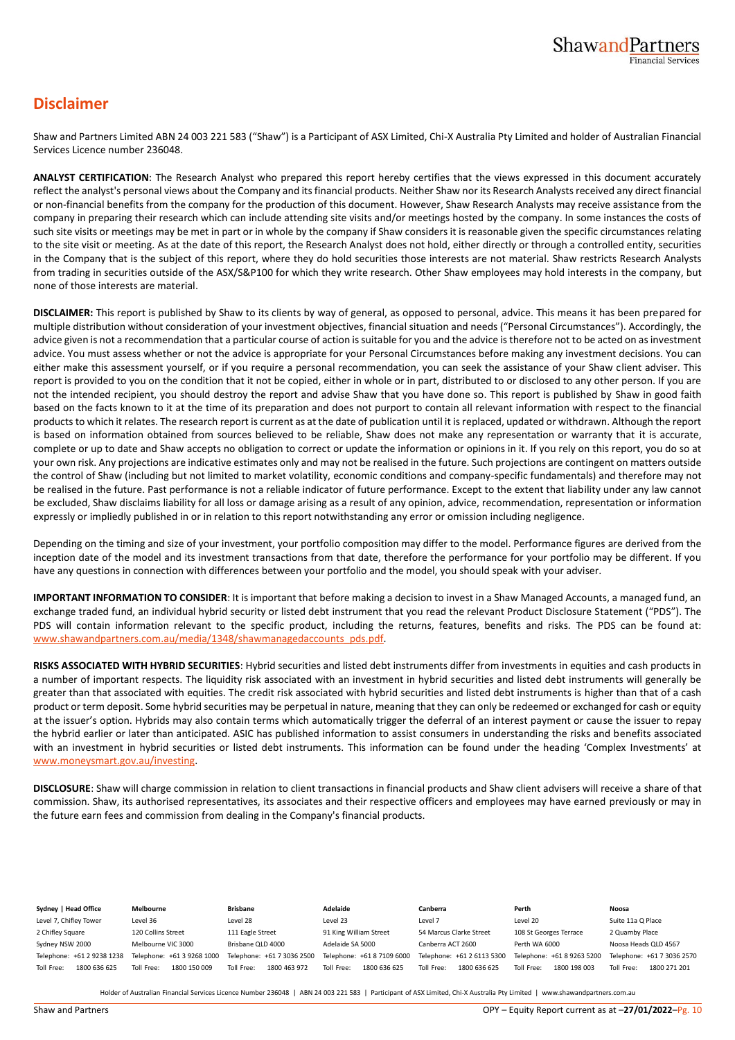# Disclaimer

Shaw and Partners Limited ABN 24 003 221 583 ("Shaw") is a Participant of ASX Limited, Chi-X Australia Pty Limited and holder of Australian Financial Services Licence number 236048.

**ANALYST CERTIFICATION**: The Research Analyst who prepared this report hereby certifies that the views expressed in this document accurately reflect the analyst's personal views about the Company and its financial products. Neither Shaw nor its Research Analysts received any direct financial or non-financial benefits from the company for the production of this document. However, Shaw Research Analysts may receive assistance from the company in preparing their research which can include attending site visits and/or meetings hosted by the company. In some instances the costs of such site visits or meetings may be met in part or in whole by the company if Shaw considers it is reasonable given the specific circumstances relating to the site visit or meeting. As at the date of this report, the Research Analyst does not hold, either directly or through a controlled entity, securities in the Company that is the subject of this report, where they do hold securities those interests are not material. Shaw restricts Research Analysts from trading in securities outside of the ASX/S&P100 for which they write research. Other Shaw employees may hold interests in the company, but none of those interests are material.

**DISCLAIMER:** This report is published by Shaw to its clients by way of general, as opposed to personal, advice. This means it has been prepared for multiple distribution without consideration of your investment objectives, financial situation and needs ("Personal Circumstances"). Accordingly, the advice given is not a recommendation that a particular course of action is suitable for you and the advice is therefore not to be acted on as investment advice. You must assess whether or not the advice is appropriate for your Personal Circumstances before making any investment decisions. You can either make this assessment yourself, or if you require a personal recommendation, you can seek the assistance of your Shaw client adviser. This report is provided to you on the condition that it not be copied, either in whole or in part, distributed to or disclosed to any other person. If you are not the intended recipient, you should destroy the report and advise Shaw that you have done so. This report is published by Shaw in good faith based on the facts known to it at the time of its preparation and does not purport to contain all relevant information with respect to the financial products to which it relates. The research report is current as at the date of publication until it is replaced, updated or withdrawn. Although the report is based on information obtained from sources believed to be reliable, Shaw does not make any representation or warranty that it is accurate, complete or up to date and Shaw accepts no obligation to correct or update the information or opinions in it. If you rely on this report, you do so at your own risk. Any projections are indicative estimates only and may not be realised in the future. Such projections are contingent on matters outside the control of Shaw (including but not limited to market volatility, economic conditions and company-specific fundamentals) and therefore may not be realised in the future. Past performance is not a reliable indicator of future performance. Except to the extent that liability under any law cannot be excluded, Shaw disclaims liability for all loss or damage arising as a result of any opinion, advice, recommendation, representation or information expressly or impliedly published in or in relation to this report notwithstanding any error or omission including negligence.

Depending on the timing and size of your investment, your portfolio composition may differ to the model. Performance figures are derived from the inception date of the model and its investment transactions from that date, therefore the performance for your portfolio may be different. If you have any questions in connection with differences between your portfolio and the model, you should speak with your adviser.

**IMPORTANT INFORMATION TO CONSIDER**: It is important that before making a decision to invest in a Shaw Managed Accounts, a managed fund, an exchange traded fund, an individual hybrid security or listed debt instrument that you read the relevant Product Disclosure Statement ("PDS"). The PDS will contain information relevant to the specific product, including the returns, features, benefits and risks. The PDS can be found at: www.shawandpartners.com.au/media/1348/shawmanagedaccounts_pds.pdf.

**RISKS ASSOCIATED WITH HYBRID SECURITIES**: Hybrid securities and listed debt instruments differ from investments in equities and cash products in a number of important respects. The liquidity risk associated with an investment in hybrid securities and listed debt instruments will generally be greater than that associated with equities. The credit risk associated with hybrid securities and listed debt instruments is higher than that of a cash product or term deposit. Some hybrid securities may be perpetual in nature, meaning that they can only be redeemed or exchanged for cash or equity at the issuer's option. Hybrids may also contain terms which automatically trigger the deferral of an interest payment or cause the issuer to repay the hybrid earlier or later than anticipated. ASIC has published information to assist consumers in understanding the risks and benefits associated with an investment in hybrid securities or listed debt instruments. This information can be found under the heading 'Complex Investments' at www.moneysmart.gov.au/investing.

**DISCLOSURE**: Shaw will charge commission in relation to client transactions in financial products and Shaw client advisers will receive a share of that commission. Shaw, its authorised representatives, its associates and their respective officers and employees may have earned previously or may in the future earn fees and commission from dealing in the Company's financial products.

| Sydney \| Head Office | Melbourne | Brisbane | Adelaide | Canberra | Perth | Noosa |
|---|---|---|---|---|---|---|
| Level 7, Chifley Tower | Level 36 | Level 28 | Level 23 | Level 7 | Level 20 | Suite 11a Q Place |
| 2 Chifley Square | 120 Collins Street | 111 Eagle Street | 91 King William Street | 54 Marcus Clarke Street | 108 St Georges Terrace | 2 Quamby Place |
| Sydney NSW 2000 | Melbourne VIC 3000 | Brisbane QLD 4000 | Adelaide SA 5000 | Canberra ACT 2600 | Perth WA 6000 | Noosa Heads QLD 4567 |
| Telephone: +61 2 9238 1238 | Telephone: +61 3 9268 1000 | Telephone: +61 7 3036 2500 | Telephone: +61 8 7109 6000 | Telephone: +61 2 6113 5300 | Telephone: +61 8 9263 5200 | Telephone: +61 7 3036 2570 |
| Toll Free: 1800 636 625 | Toll Free: 1800 150 009 | Toll Free: 1800 463 972 | Toll Free: 1800 636 625 | Toll Free: 1800 636 625 | Toll Free: 1800 198 003 | Toll Free: 1800 271 201 |

Holder of Australian Financial Services Licence Number 236048 | ABN 24 003 221 583 | Participant of ASX Limited, Chi-X Australia Pty Limited | www.shawandpartners.com.au